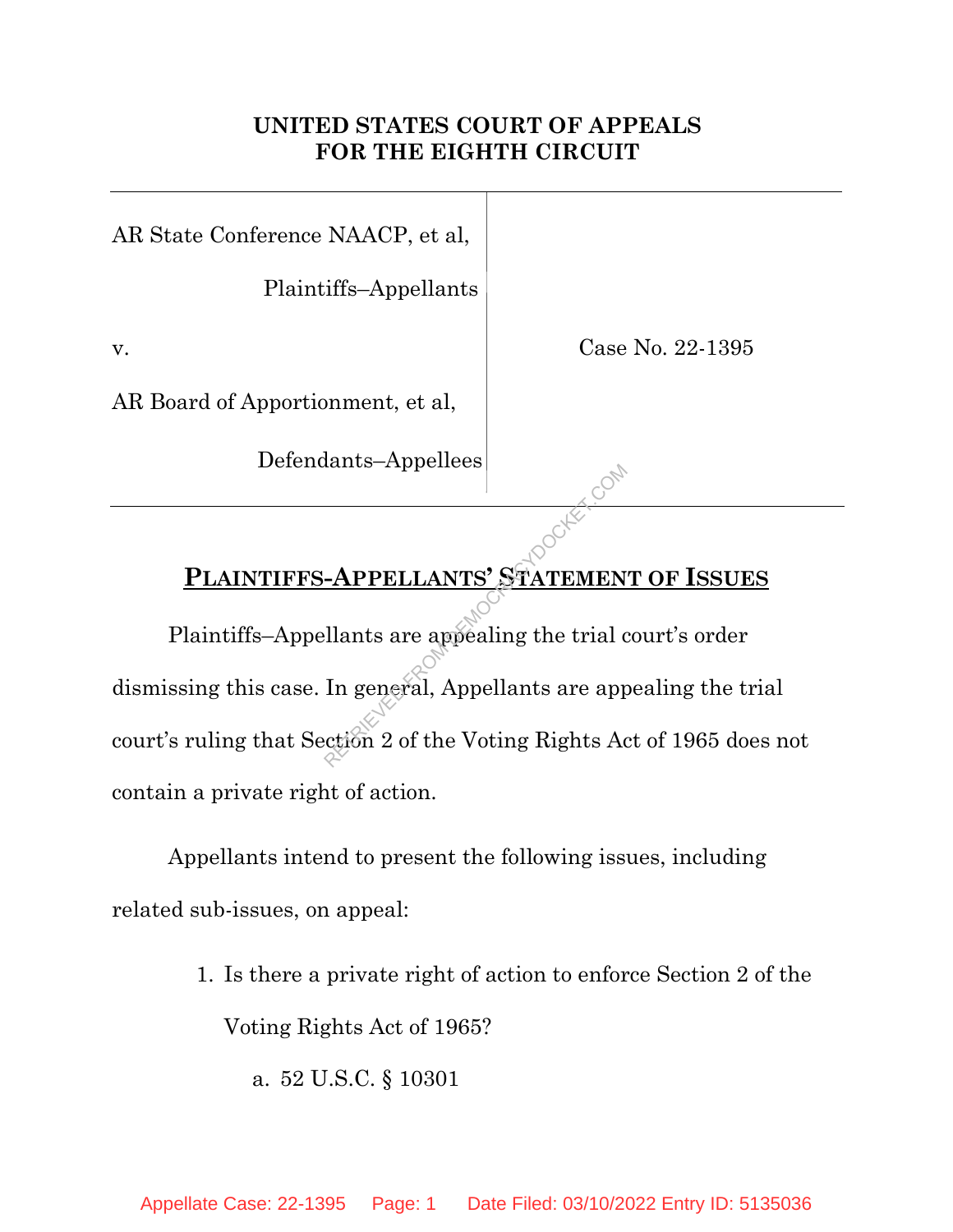**UNITED STATES COURT OF APPEALS**
**FOR THE EIGHTH CIRCUIT**

| | |
|---|---|
| AR State Conference NAACP, et al,<br><br>Plaintiffs–Appellants<br><br>v.<br><br>AR Board of Apportionment, et al,<br><br>Defendants–Appellees | Case No. 22-1395 |

## PLAINTIFFS-APPELLANTS' STATEMENT OF ISSUES

Plaintiffs–Appellants are appealing the trial court's order dismissing this case. In general, Appellants are appealing the trial court's ruling that Section 2 of the Voting Rights Act of 1965 does not contain a private right of action.

Appellants intend to present the following issues, including related sub-issues, on appeal:

1. Is there a private right of action to enforce Section 2 of the Voting Rights Act of 1965?
   a. 52 U.S.C. § 10301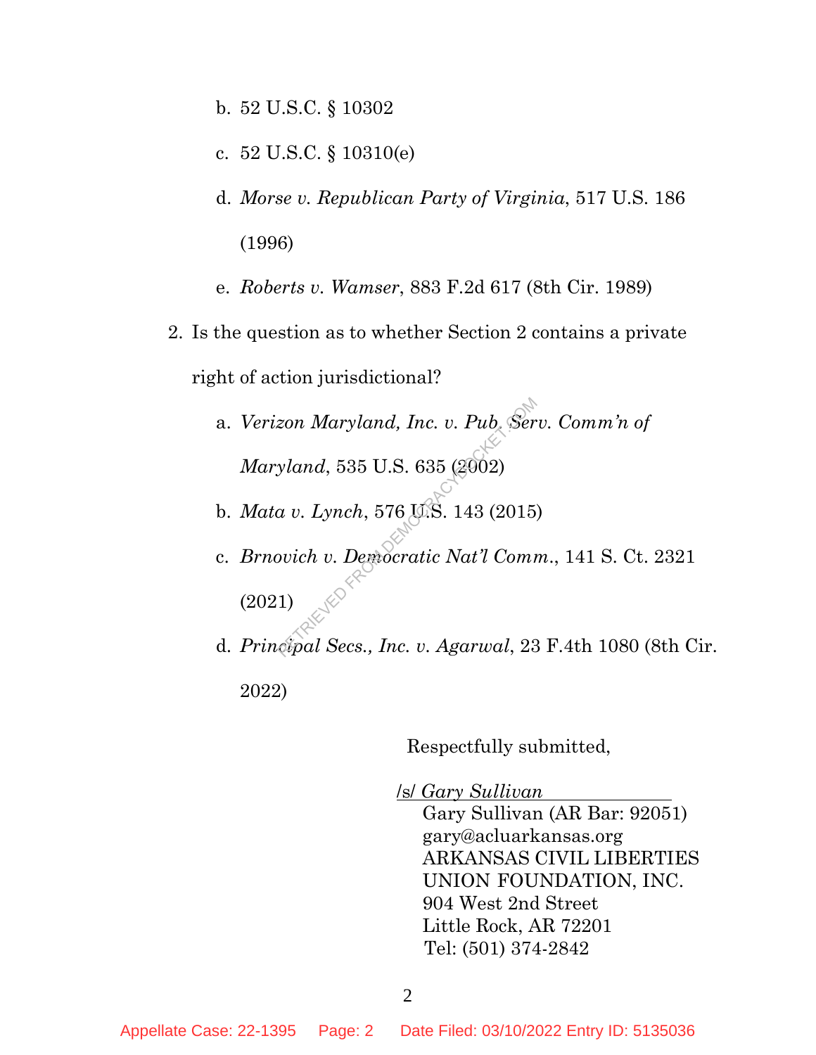b. 52 U.S.C. § 10302

   c. 52 U.S.C. § 10310(e)

   d. *Morse v. Republican Party of Virginia*, 517 U.S. 186 (1996)

   e. *Roberts v. Wamser*, 883 F.2d 617 (8th Cir. 1989)

2. Is the question as to whether Section 2 contains a private right of action jurisdictional?

   a. *Verizon Maryland, Inc. v. Pub. Serv. Comm'n of Maryland*, 535 U.S. 635 (2002)

   b. *Mata v. Lynch*, 576 U.S. 143 (2015)

   c. *Brnovich v. Democratic Nat'l Comm.*, 141 S. Ct. 2321 (2021)

   d. *Principal Secs., Inc. v. Agarwal*, 23 F.4th 1080 (8th Cir. 2022)

Respectfully submitted,

/s/ *Gary Sullivan*
Gary Sullivan (AR Bar: 92051)
gary@acluarkansas.org
ARKANSAS CIVIL LIBERTIES
UNION FOUNDATION, INC.
904 West 2nd Street
Little Rock, AR 72201
Tel: (501) 374-2842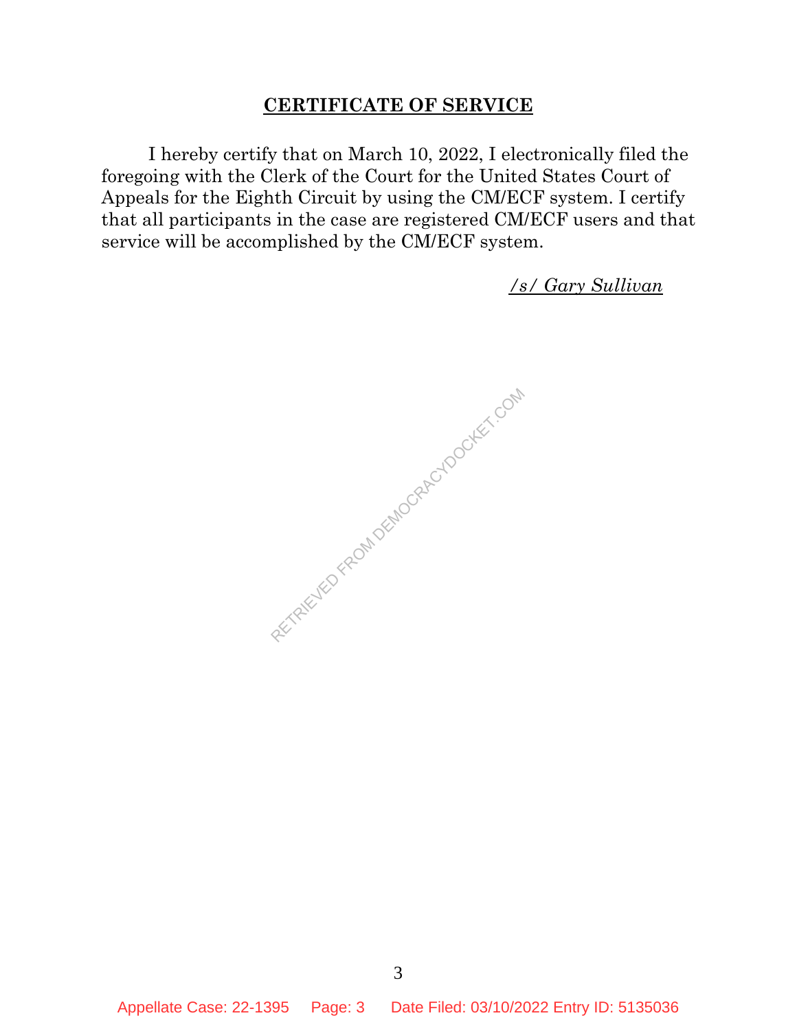## CERTIFICATE OF SERVICE

I hereby certify that on March 10, 2022, I electronically filed the foregoing with the Clerk of the Court for the United States Court of Appeals for the Eighth Circuit by using the CM/ECF system. I certify that all participants in the case are registered CM/ECF users and that service will be accomplished by the CM/ECF system.

*/s/ Gary Sullivan*